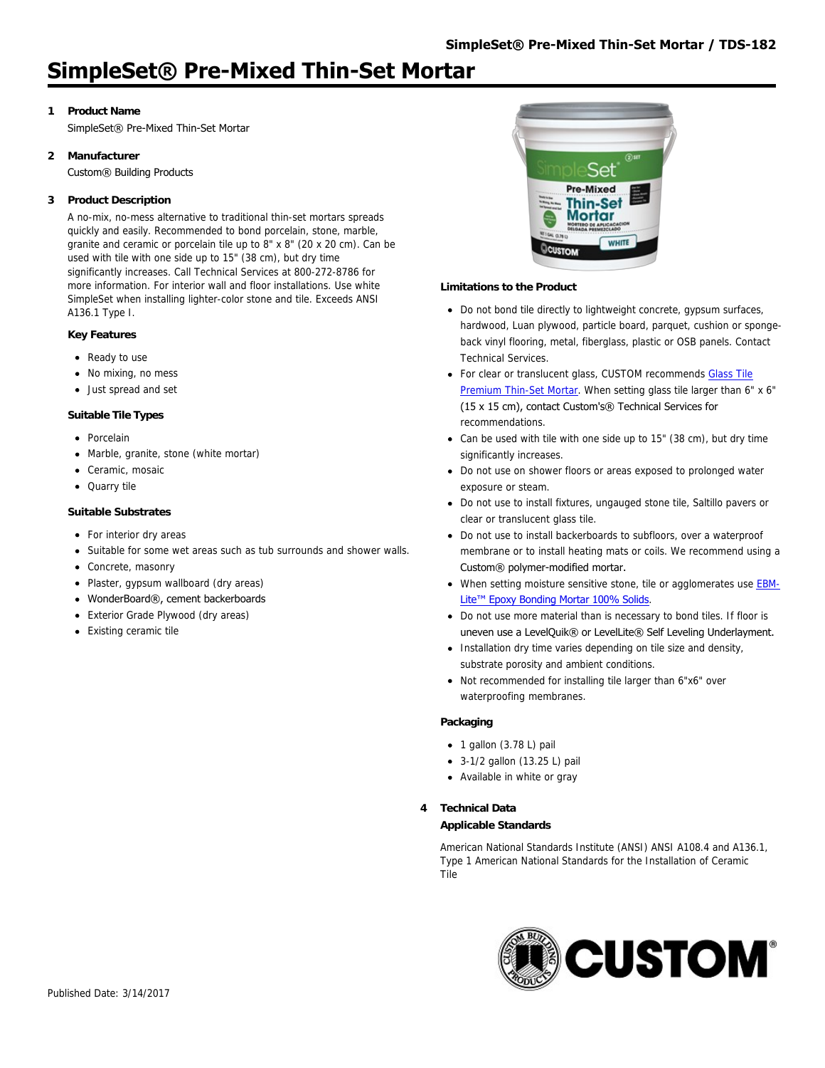# SimpleSet® Pre-Mixed Thin-Set Mortar

## 1 Product Name

SimpleSet® Pre-Mixed Thin-Set Mortar

## 2 Manufacturer

Custom® Building Products

## 3 Product Description

A no-mix, no-mess alternative to traditional thin-set mortars spreads quickly and easily. Recommended to bond porcelain, stone, marble, granite and ceramic or porcelain tile up to 8" x 8" (20 x 20 cm). Can be used with tile with one side up to 15" (38 cm), but dry time significantly increases. Call Technical Services at 800-272-8786 for more information. For interior wall and floor installations. Use white SimpleSet when installing lighter-color stone and tile. Exceeds ANSI A136.1 Type I.

### Key Features

- Ready to use
- No mixing, no mess
- Just spread and set

### Suitable Tile Types

- Porcelain
- Marble, granite, stone (white mortar)
- Ceramic, mosaic
- Quarry tile

### Suitable Substrates

- For interior dry areas
- Suitable for some wet areas such as tub surrounds and shower walls.
- Concrete, masonry
- Plaster, gypsum wallboard (dry areas)
- WonderBoard®, cement backerboards
- Exterior Grade Plywood (dry areas)
- Existing ceramic tile

### Limitations to the Product

- Do not bond tile directly to lightweight concrete, gypsum surfaces, hardwood, Luan plywood, particle board, parquet, cushion or sponge-back vinyl flooring, metal, fiberglass, plastic or OSB panels. Contact Technical Services.
- For clear or translucent glass, CUSTOM recommends Glass Tile Premium Thin-Set Mortar. When setting glass tile larger than 6" x 6" (15 x 15 cm), contact Custom's® Technical Services for recommendations.
- Can be used with tile with one side up to 15" (38 cm), but dry time significantly increases.
- Do not use on shower floors or areas exposed to prolonged water exposure or steam.
- Do not use to install fixtures, ungauged stone tile, Saltillo pavers or clear or translucent glass tile.
- Do not use to install backerboards to subfloors, over a waterproof membrane or to install heating mats or coils. We recommend using a Custom® polymer-modified mortar.
- When setting moisture sensitive stone, tile or agglomerates use EBM-Lite™ Epoxy Bonding Mortar 100% Solids.
- Do not use more material than is necessary to bond tiles. If floor is uneven use a LevelQuik® or LevelLite® Self Leveling Underlayment.
- Installation dry time varies depending on tile size and density, substrate porosity and ambient conditions.
- Not recommended for installing tile larger than 6"x6" over waterproofing membranes.

### Packaging

- 1 gallon (3.78 L) pail
- 3-1/2 gallon (13.25 L) pail
- Available in white or gray

## 4 Technical Data

### Applicable Standards

American National Standards Institute (ANSI) ANSI A108.4 and A136.1, Type 1 American National Standards for the Installation of Ceramic Tile

Published Date: 3/14/2017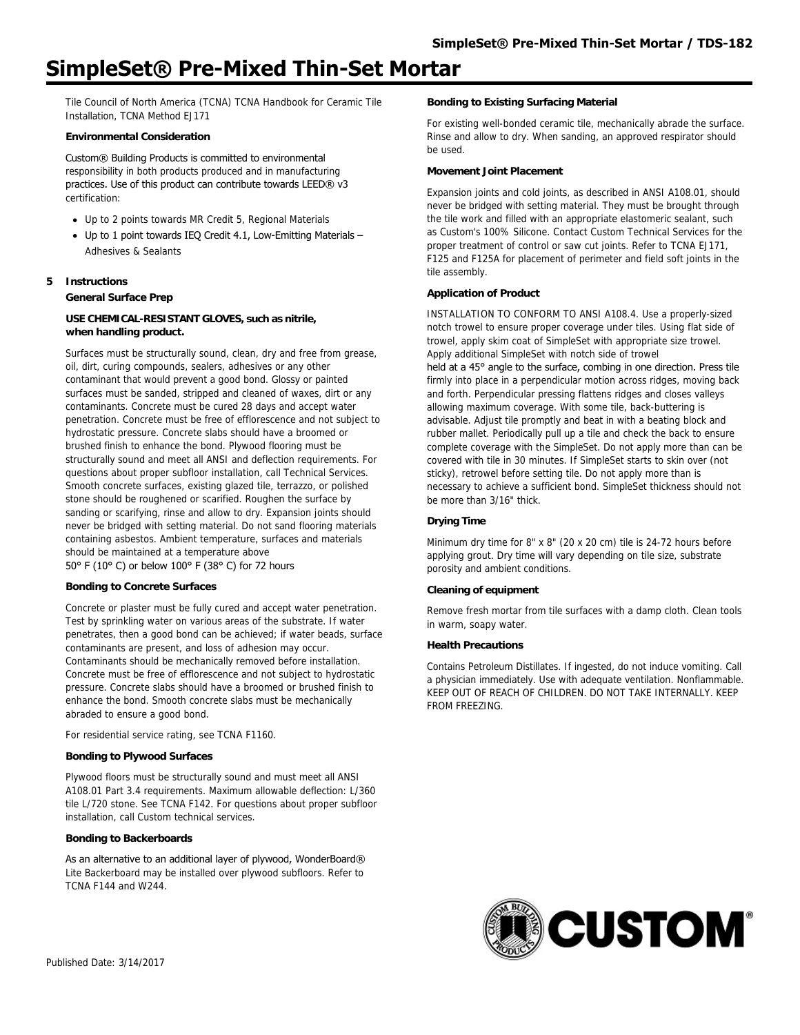# SimpleSet® Pre-Mixed Thin-Set Mortar

Tile Council of North America (TCNA) TCNA Handbook for Ceramic Tile Installation, TCNA Method EJ171

**Environmental Consideration**

Custom® Building Products is committed to environmental responsibility in both products produced and in manufacturing practices. Use of this product can contribute towards LEED® v3 certification:

- Up to 2 points towards MR Credit 5, Regional Materials
- Up to 1 point towards IEQ Credit 4.1, Low-Emitting Materials – Adhesives & Sealants

## 5 Instructions

**General Surface Prep**

**USE CHEMICAL-RESISTANT GLOVES, such as nitrile, when handling product.**

Surfaces must be structurally sound, clean, dry and free from grease, oil, dirt, curing compounds, sealers, adhesives or any other contaminant that would prevent a good bond. Glossy or painted surfaces must be sanded, stripped and cleaned of waxes, dirt or any contaminants. Concrete must be cured 28 days and accept water penetration. Concrete must be free of efflorescence and not subject to hydrostatic pressure. Concrete slabs should have a broomed or brushed finish to enhance the bond. Plywood flooring must be structurally sound and meet all ANSI and deflection requirements. For questions about proper subfloor installation, call Technical Services. Smooth concrete surfaces, existing glazed tile, terrazzo, or polished stone should be roughened or scarified. Roughen the surface by sanding or scarifying, rinse and allow to dry. Expansion joints should never be bridged with setting material. Do not sand flooring materials containing asbestos. Ambient temperature, surfaces and materials should be maintained at a temperature above 50° F (10° C) or below 100° F (38° C) for 72 hours

**Bonding to Concrete Surfaces**

Concrete or plaster must be fully cured and accept water penetration. Test by sprinkling water on various areas of the substrate. If water penetrates, then a good bond can be achieved; if water beads, surface contaminants are present, and loss of adhesion may occur. Contaminants should be mechanically removed before installation. Concrete must be free of efflorescence and not subject to hydrostatic pressure. Concrete slabs should have a broomed or brushed finish to enhance the bond. Smooth concrete slabs must be mechanically abraded to ensure a good bond.

For residential service rating, see TCNA F1160.

**Bonding to Plywood Surfaces**

Plywood floors must be structurally sound and must meet all ANSI A108.01 Part 3.4 requirements. Maximum allowable deflection: L/360 tile L/720 stone. See TCNA F142. For questions about proper subfloor installation, call Custom technical services.

**Bonding to Backerboards**

As an alternative to an additional layer of plywood, WonderBoard® Lite Backerboard may be installed over plywood subfloors. Refer to TCNA F144 and W244.

**Bonding to Existing Surfacing Material**

For existing well-bonded ceramic tile, mechanically abrade the surface. Rinse and allow to dry. When sanding, an approved respirator should be used.

**Movement Joint Placement**

Expansion joints and cold joints, as described in ANSI A108.01, should never be bridged with setting material. They must be brought through the tile work and filled with an appropriate elastomeric sealant, such as Custom's 100% Silicone. Contact Custom Technical Services for the proper treatment of control or saw cut joints. Refer to TCNA EJ171, F125 and F125A for placement of perimeter and field soft joints in the tile assembly.

**Application of Product**

INSTALLATION TO CONFORM TO ANSI A108.4. Use a properly-sized notch trowel to ensure proper coverage under tiles. Using flat side of trowel, apply skim coat of SimpleSet with appropriate size trowel. Apply additional SimpleSet with notch side of trowel held at a 45° angle to the surface, combing in one direction. Press tile firmly into place in a perpendicular motion across ridges, moving back and forth. Perpendicular pressing flattens ridges and closes valleys allowing maximum coverage. With some tile, back-buttering is advisable. Adjust tile promptly and beat in with a beating block and rubber mallet. Periodically pull up a tile and check the back to ensure complete coverage with the SimpleSet. Do not apply more than can be covered with tile in 30 minutes. If SimpleSet starts to skin over (not sticky), retrowel before setting tile. Do not apply more than is necessary to achieve a sufficient bond. SimpleSet thickness should not be more than 3/16" thick.

**Drying Time**

Minimum dry time for 8" x 8" (20 x 20 cm) tile is 24-72 hours before applying grout. Dry time will vary depending on tile size, substrate porosity and ambient conditions.

**Cleaning of equipment**

Remove fresh mortar from tile surfaces with a damp cloth. Clean tools in warm, soapy water.

**Health Precautions**

Contains Petroleum Distillates. If ingested, do not induce vomiting. Call a physician immediately. Use with adequate ventilation. Nonflammable. KEEP OUT OF REACH OF CHILDREN. DO NOT TAKE INTERNALLY. KEEP FROM FREEZING.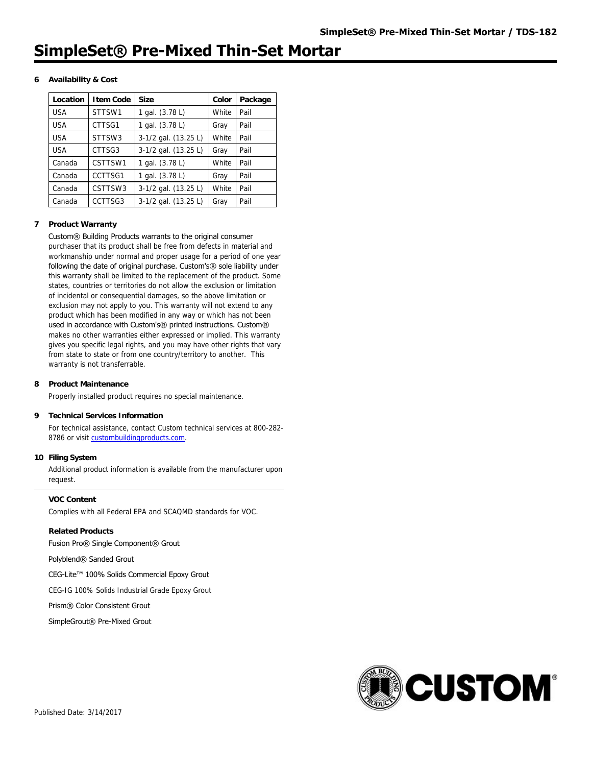# SimpleSet® Pre-Mixed Thin-Set Mortar

## 6 Availability & Cost

| Location | Item Code | Size | Color | Package |
| --- | --- | --- | --- | --- |
| USA | STTSW1 | 1 gal. (3.78 L) | White | Pail |
| USA | CTTSG1 | 1 gal. (3.78 L) | Gray | Pail |
| USA | STTSW3 | 3-1/2 gal. (13.25 L) | White | Pail |
| USA | CTTSG3 | 3-1/2 gal. (13.25 L) | Gray | Pail |
| Canada | CSTTSW1 | 1 gal. (3.78 L) | White | Pail |
| Canada | CCTTSG1 | 1 gal. (3.78 L) | Gray | Pail |
| Canada | CSTTSW3 | 3-1/2 gal. (13.25 L) | White | Pail |
| Canada | CCTTSG3 | 3-1/2 gal. (13.25 L) | Gray | Pail |

## 7 Product Warranty

Custom® Building Products warrants to the original consumer purchaser that its product shall be free from defects in material and workmanship under normal and proper usage for a period of one year following the date of original purchase. Custom's® sole liability under this warranty shall be limited to the replacement of the product. Some states, countries or territories do not allow the exclusion or limitation of incidental or consequential damages, so the above limitation or exclusion may not apply to you. This warranty will not extend to any product which has been modified in any way or which has not been used in accordance with Custom's® printed instructions. Custom® makes no other warranties either expressed or implied. This warranty gives you specific legal rights, and you may have other rights that vary from state to state or from one country/territory to another. This warranty is not transferrable.

## 8 Product Maintenance

Properly installed product requires no special maintenance.

## 9 Technical Services Information

For technical assistance, contact Custom technical services at 800-282-8786 or visit custombuildingproducts.com.

## 10 Filing System

Additional product information is available from the manufacturer upon request.

---

### VOC Content

Complies with all Federal EPA and SCAQMD standards for VOC.

### Related Products

Fusion Pro® Single Component® Grout

Polyblend® Sanded Grout

CEG-Lite™ 100% Solids Commercial Epoxy Grout

CEG-IG 100% Solids Industrial Grade Epoxy Grout

Prism® Color Consistent Grout

SimpleGrout® Pre-Mixed Grout

Published Date: 3/14/2017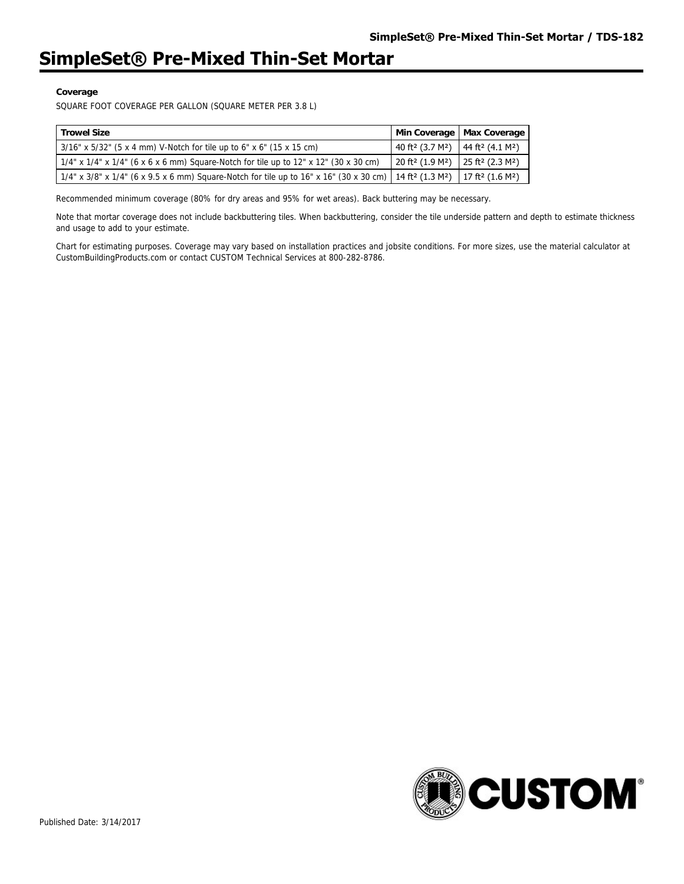# SimpleSet® Pre-Mixed Thin-Set Mortar

**Coverage**

SQUARE FOOT COVERAGE PER GALLON (SQUARE METER PER 3.8 L)

| Trowel Size | Min Coverage | Max Coverage |
|---|---|---|
| 3/16" x 5/32" (5 x 4 mm) V-Notch for tile up to 6" x 6" (15 x 15 cm) | 40 ft² (3.7 M²) | 44 ft² (4.1 M²) |
| 1/4" x 1/4" x 1/4" (6 x 6 x 6 mm) Square-Notch for tile up to 12" x 12" (30 x 30 cm) | 20 ft² (1.9 M²) | 25 ft² (2.3 M²) |
| 1/4" x 3/8" x 1/4" (6 x 9.5 x 6 mm) Square-Notch for tile up to 16" x 16" (30 x 30 cm) | 14 ft² (1.3 M²) | 17 ft² (1.6 M²) |

Recommended minimum coverage (80% for dry areas and 95% for wet areas). Back buttering may be necessary.

Note that mortar coverage does not include backbuttering tiles. When backbuttering, consider the tile underside pattern and depth to estimate thickness and usage to add to your estimate.

Chart for estimating purposes. Coverage may vary based on installation practices and jobsite conditions. For more sizes, use the material calculator at CustomBuildingProducts.com or contact CUSTOM Technical Services at 800-282-8786.

Published Date: 3/14/2017